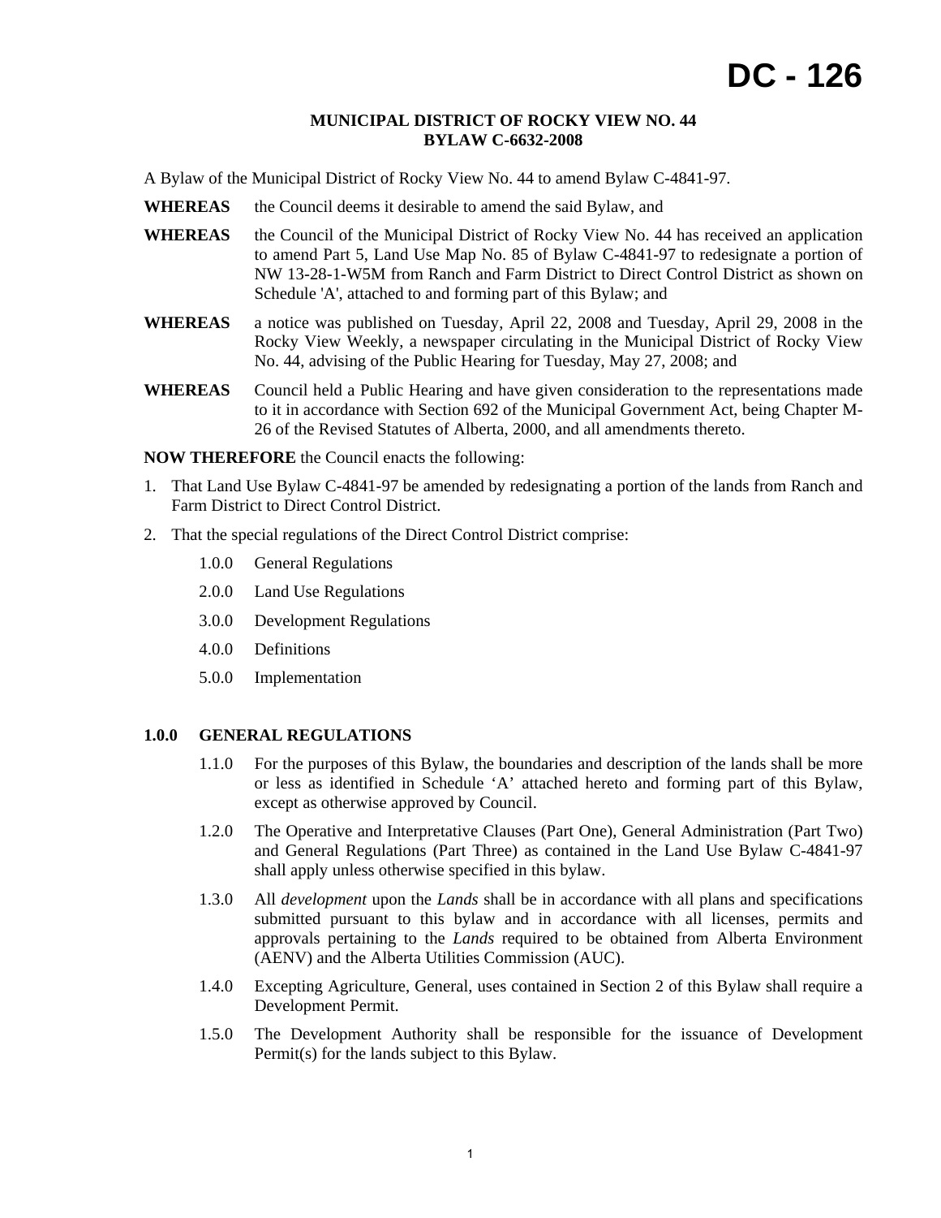# DC - 126

**MUNICIPAL DISTRICT OF ROCKY VIEW NO. 44**
**BYLAW C-6632-2008**

A Bylaw of the Municipal District of Rocky View No. 44 to amend Bylaw C-4841-97.

**WHEREAS** the Council deems it desirable to amend the said Bylaw, and

**WHEREAS** the Council of the Municipal District of Rocky View No. 44 has received an application to amend Part 5, Land Use Map No. 85 of Bylaw C-4841-97 to redesignate a portion of NW 13-28-1-W5M from Ranch and Farm District to Direct Control District as shown on Schedule 'A', attached to and forming part of this Bylaw; and

**WHEREAS** a notice was published on Tuesday, April 22, 2008 and Tuesday, April 29, 2008 in the Rocky View Weekly, a newspaper circulating in the Municipal District of Rocky View No. 44, advising of the Public Hearing for Tuesday, May 27, 2008; and

**WHEREAS** Council held a Public Hearing and have given consideration to the representations made to it in accordance with Section 692 of the Municipal Government Act, being Chapter M-26 of the Revised Statutes of Alberta, 2000, and all amendments thereto.

**NOW THEREFORE** the Council enacts the following:

1. That Land Use Bylaw C-4841-97 be amended by redesignating a portion of the lands from Ranch and Farm District to Direct Control District.
2. That the special regulations of the Direct Control District comprise:

   1.0.0 General Regulations

   2.0.0 Land Use Regulations

   3.0.0 Development Regulations

   4.0.0 Definitions

   5.0.0 Implementation

## 1.0.0 GENERAL REGULATIONS

1.1.0 For the purposes of this Bylaw, the boundaries and description of the lands shall be more or less as identified in Schedule 'A' attached hereto and forming part of this Bylaw, except as otherwise approved by Council.

1.2.0 The Operative and Interpretative Clauses (Part One), General Administration (Part Two) and General Regulations (Part Three) as contained in the Land Use Bylaw C-4841-97 shall apply unless otherwise specified in this bylaw.

1.3.0 All *development* upon the *Lands* shall be in accordance with all plans and specifications submitted pursuant to this bylaw and in accordance with all licenses, permits and approvals pertaining to the *Lands* required to be obtained from Alberta Environment (AENV) and the Alberta Utilities Commission (AUC).

1.4.0 Excepting Agriculture, General, uses contained in Section 2 of this Bylaw shall require a Development Permit.

1.5.0 The Development Authority shall be responsible for the issuance of Development Permit(s) for the lands subject to this Bylaw.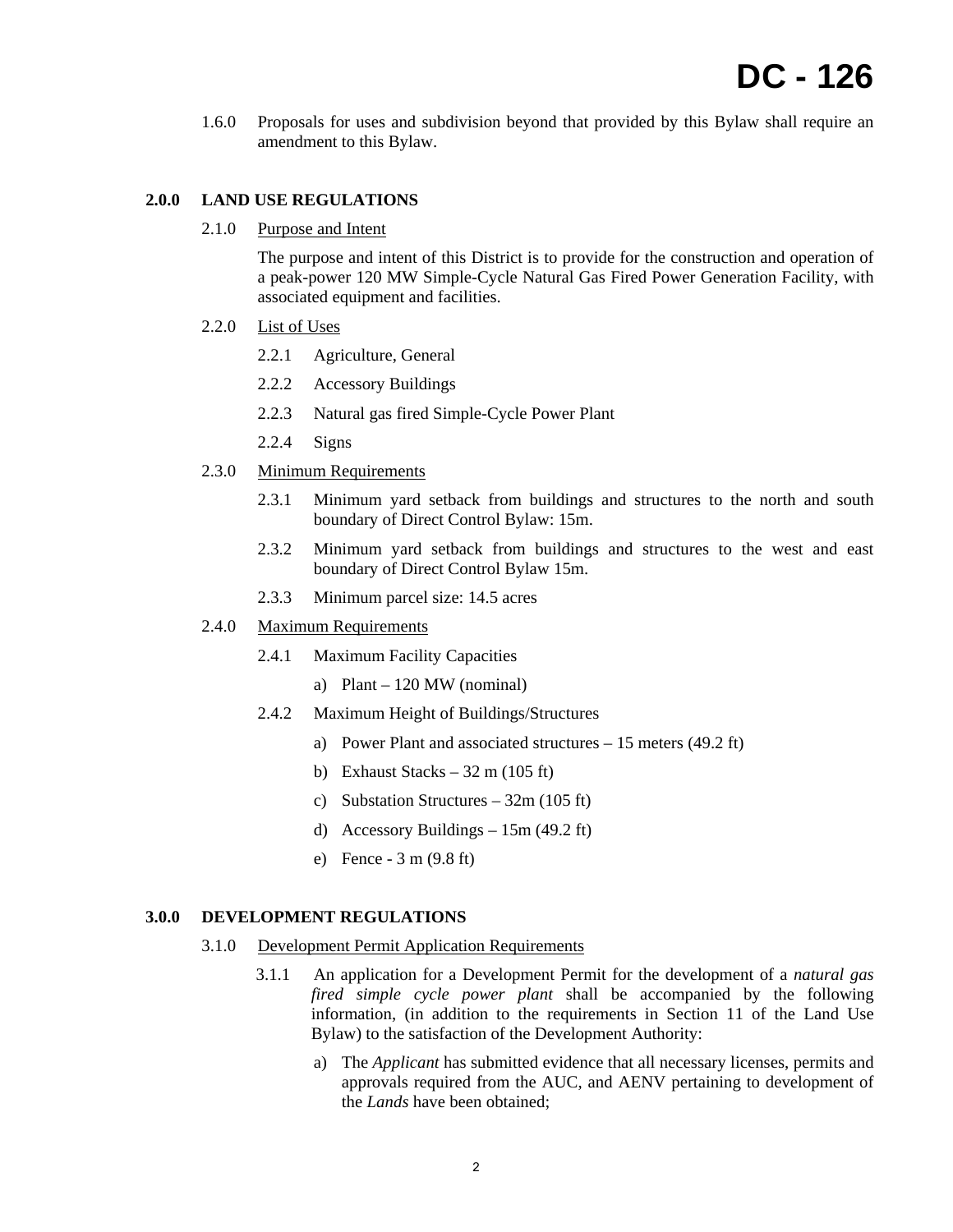# DC - 126

1.6.0 Proposals for uses and subdivision beyond that provided by this Bylaw shall require an amendment to this Bylaw.

## 2.0.0 LAND USE REGULATIONS

2.1.0 Purpose and Intent

The purpose and intent of this District is to provide for the construction and operation of a peak-power 120 MW Simple-Cycle Natural Gas Fired Power Generation Facility, with associated equipment and facilities.

2.2.0 List of Uses

- 2.2.1 Agriculture, General
- 2.2.2 Accessory Buildings
- 2.2.3 Natural gas fired Simple-Cycle Power Plant
- 2.2.4 Signs

2.3.0 Minimum Requirements

- 2.3.1 Minimum yard setback from buildings and structures to the north and south boundary of Direct Control Bylaw: 15m.
- 2.3.2 Minimum yard setback from buildings and structures to the west and east boundary of Direct Control Bylaw 15m.
- 2.3.3 Minimum parcel size: 14.5 acres

2.4.0 Maximum Requirements

- 2.4.1 Maximum Facility Capacities
  - a) Plant – 120 MW (nominal)
- 2.4.2 Maximum Height of Buildings/Structures
  - a) Power Plant and associated structures – 15 meters (49.2 ft)
  - b) Exhaust Stacks – 32 m (105 ft)
  - c) Substation Structures – 32m (105 ft)
  - d) Accessory Buildings – 15m (49.2 ft)
  - e) Fence - 3 m (9.8 ft)

## 3.0.0 DEVELOPMENT REGULATIONS

3.1.0 Development Permit Application Requirements

3.1.1 An application for a Development Permit for the development of a *natural gas fired simple cycle power plant* shall be accompanied by the following information, (in addition to the requirements in Section 11 of the Land Use Bylaw) to the satisfaction of the Development Authority:

- a) The *Applicant* has submitted evidence that all necessary licenses, permits and approvals required from the AUC, and AENV pertaining to development of the *Lands* have been obtained;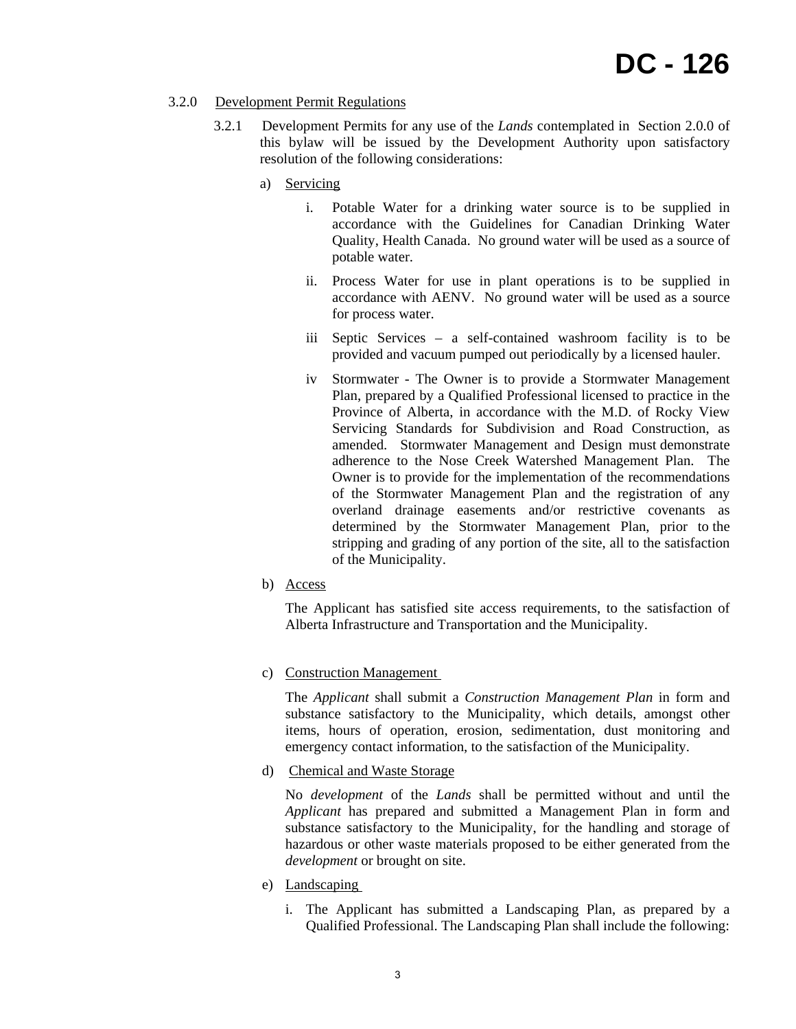3.2.0 Development Permit Regulations

3.2.1 Development Permits for any use of the *Lands* contemplated in Section 2.0.0 of this bylaw will be issued by the Development Authority upon satisfactory resolution of the following considerations:

a) Servicing

i. Potable Water for a drinking water source is to be supplied in accordance with the Guidelines for Canadian Drinking Water Quality, Health Canada. No ground water will be used as a source of potable water.

ii. Process Water for use in plant operations is to be supplied in accordance with AENV. No ground water will be used as a source for process water.

iii Septic Services – a self-contained washroom facility is to be provided and vacuum pumped out periodically by a licensed hauler.

iv Stormwater - The Owner is to provide a Stormwater Management Plan, prepared by a Qualified Professional licensed to practice in the Province of Alberta, in accordance with the M.D. of Rocky View Servicing Standards for Subdivision and Road Construction, as amended. Stormwater Management and Design must demonstrate adherence to the Nose Creek Watershed Management Plan. The Owner is to provide for the implementation of the recommendations of the Stormwater Management Plan and the registration of any overland drainage easements and/or restrictive covenants as determined by the Stormwater Management Plan, prior to the stripping and grading of any portion of the site, all to the satisfaction of the Municipality.

b) Access

The Applicant has satisfied site access requirements, to the satisfaction of Alberta Infrastructure and Transportation and the Municipality.

c) Construction Management

The *Applicant* shall submit a *Construction Management Plan* in form and substance satisfactory to the Municipality, which details, amongst other items, hours of operation, erosion, sedimentation, dust monitoring and emergency contact information, to the satisfaction of the Municipality.

d) Chemical and Waste Storage

No *development* of the *Lands* shall be permitted without and until the *Applicant* has prepared and submitted a Management Plan in form and substance satisfactory to the Municipality, for the handling and storage of hazardous or other waste materials proposed to be either generated from the *development* or brought on site.

e) Landscaping

i. The Applicant has submitted a Landscaping Plan, as prepared by a Qualified Professional. The Landscaping Plan shall include the following: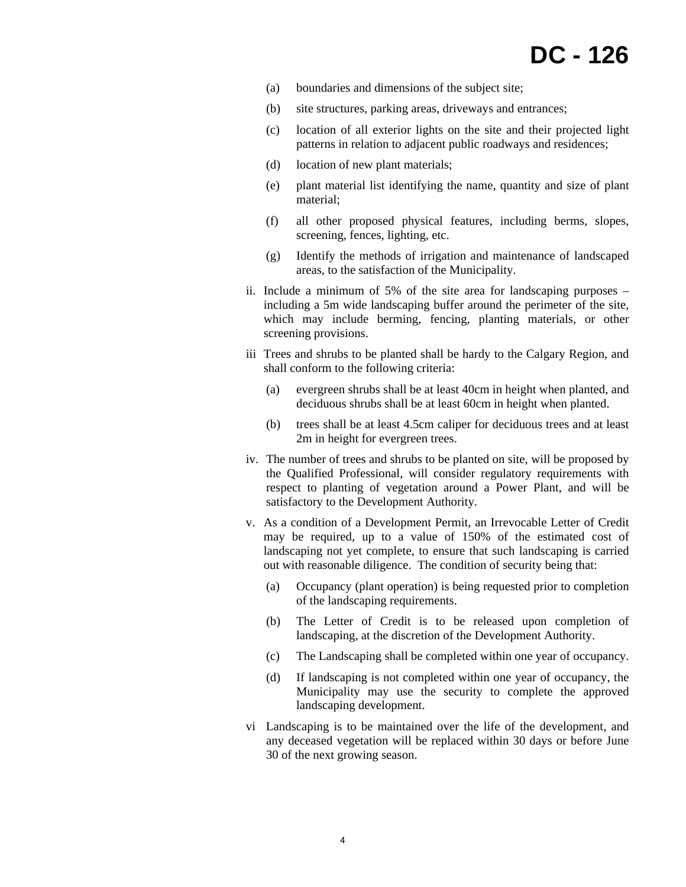(a) boundaries and dimensions of the subject site;

(b) site structures, parking areas, driveways and entrances;

(c) location of all exterior lights on the site and their projected light patterns in relation to adjacent public roadways and residences;

(d) location of new plant materials;

(e) plant material list identifying the name, quantity and size of plant material;

(f) all other proposed physical features, including berms, slopes, screening, fences, lighting, etc.

(g) Identify the methods of irrigation and maintenance of landscaped areas, to the satisfaction of the Municipality.

ii. Include a minimum of 5% of the site area for landscaping purposes – including a 5m wide landscaping buffer around the perimeter of the site, which may include berming, fencing, planting materials, or other screening provisions.

iii Trees and shrubs to be planted shall be hardy to the Calgary Region, and shall conform to the following criteria:

(a) evergreen shrubs shall be at least 40cm in height when planted, and deciduous shrubs shall be at least 60cm in height when planted.

(b) trees shall be at least 4.5cm caliper for deciduous trees and at least 2m in height for evergreen trees.

iv. The number of trees and shrubs to be planted on site, will be proposed by the Qualified Professional, will consider regulatory requirements with respect to planting of vegetation around a Power Plant, and will be satisfactory to the Development Authority.

v. As a condition of a Development Permit, an Irrevocable Letter of Credit may be required, up to a value of 150% of the estimated cost of landscaping not yet complete, to ensure that such landscaping is carried out with reasonable diligence. The condition of security being that:

(a) Occupancy (plant operation) is being requested prior to completion of the landscaping requirements.

(b) The Letter of Credit is to be released upon completion of landscaping, at the discretion of the Development Authority.

(c) The Landscaping shall be completed within one year of occupancy.

(d) If landscaping is not completed within one year of occupancy, the Municipality may use the security to complete the approved landscaping development.

vi Landscaping is to be maintained over the life of the development, and any deceased vegetation will be replaced within 30 days or before June 30 of the next growing season.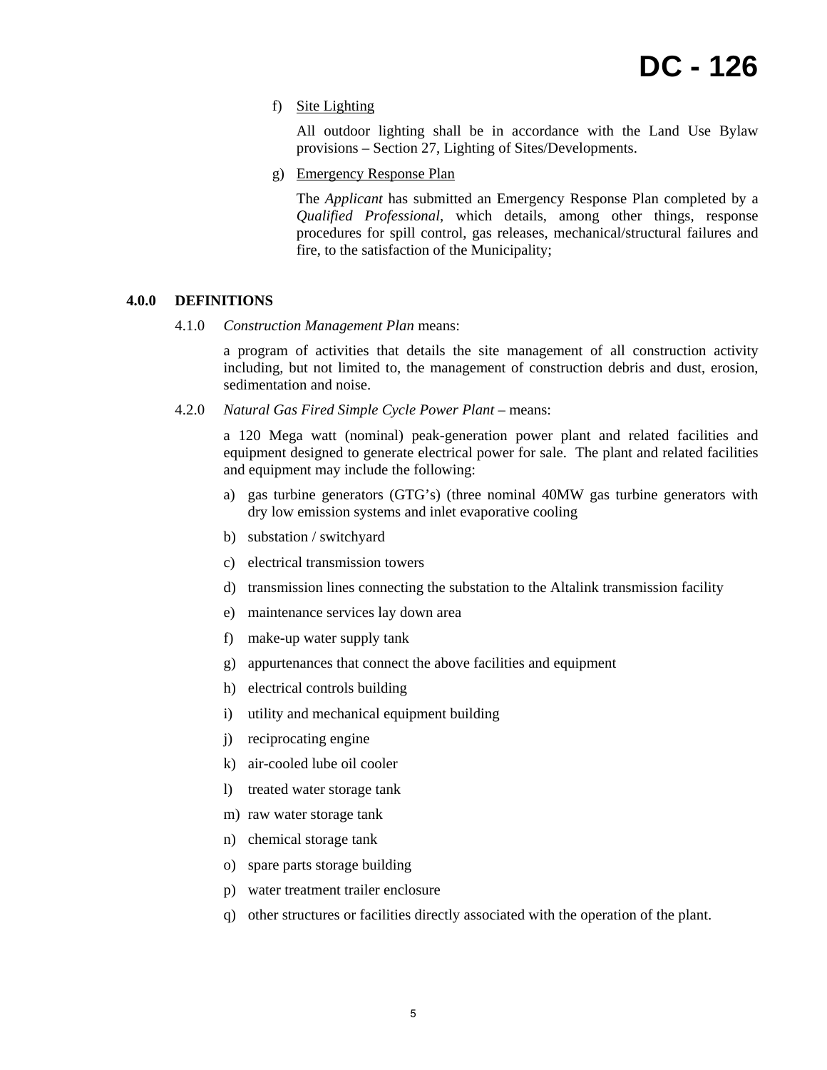f) <u>Site Lighting</u>

All outdoor lighting shall be in accordance with the Land Use Bylaw provisions – Section 27, Lighting of Sites/Developments.

g) <u>Emergency Response Plan</u>

The *Applicant* has submitted an Emergency Response Plan completed by a *Qualified Professional*, which details, among other things, response procedures for spill control, gas releases, mechanical/structural failures and fire, to the satisfaction of the Municipality;

## 4.0.0 DEFINITIONS

4.1.0 *Construction Management Plan* means:

a program of activities that details the site management of all construction activity including, but not limited to, the management of construction debris and dust, erosion, sedimentation and noise.

4.2.0 *Natural Gas Fired Simple Cycle Power Plant* – means:

a 120 Mega watt (nominal) peak-generation power plant and related facilities and equipment designed to generate electrical power for sale. The plant and related facilities and equipment may include the following:

a) gas turbine generators (GTG's) (three nominal 40MW gas turbine generators with dry low emission systems and inlet evaporative cooling
b) substation / switchyard
c) electrical transmission towers
d) transmission lines connecting the substation to the Altalink transmission facility
e) maintenance services lay down area
f) make-up water supply tank
g) appurtenances that connect the above facilities and equipment
h) electrical controls building
i) utility and mechanical equipment building
j) reciprocating engine
k) air-cooled lube oil cooler
l) treated water storage tank
m) raw water storage tank
n) chemical storage tank
o) spare parts storage building
p) water treatment trailer enclosure
q) other structures or facilities directly associated with the operation of the plant.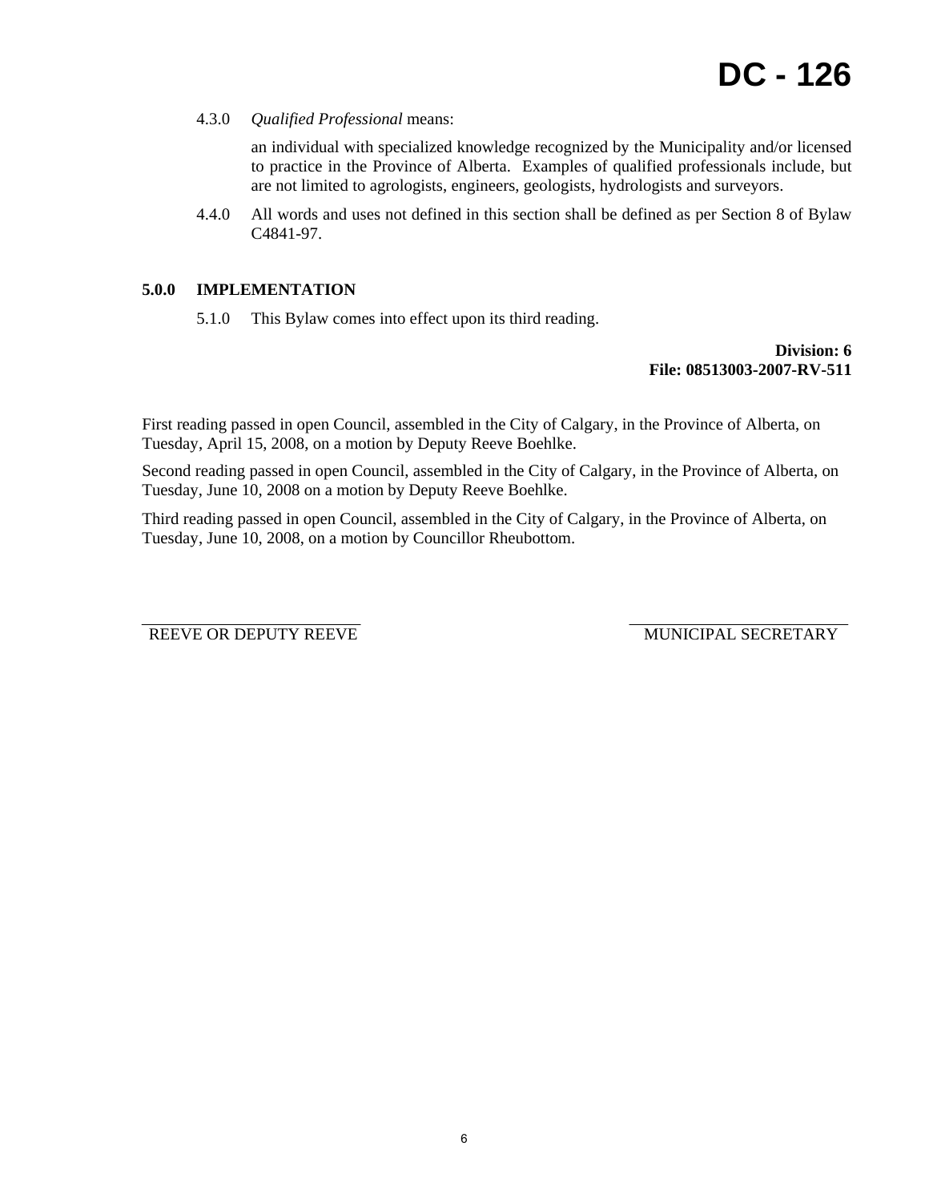4.3.0 *Qualified Professional* means:

an individual with specialized knowledge recognized by the Municipality and/or licensed to practice in the Province of Alberta. Examples of qualified professionals include, but are not limited to agrologists, engineers, geologists, hydrologists and surveyors.

4.4.0 All words and uses not defined in this section shall be defined as per Section 8 of Bylaw C4841-97.

## 5.0.0 IMPLEMENTATION

5.1.0 This Bylaw comes into effect upon its third reading.

**Division: 6**
**File: 08513003-2007-RV-511**

First reading passed in open Council, assembled in the City of Calgary, in the Province of Alberta, on Tuesday, April 15, 2008, on a motion by Deputy Reeve Boehlke.

Second reading passed in open Council, assembled in the City of Calgary, in the Province of Alberta, on Tuesday, June 10, 2008 on a motion by Deputy Reeve Boehlke.

Third reading passed in open Council, assembled in the City of Calgary, in the Province of Alberta, on Tuesday, June 10, 2008, on a motion by Councillor Rheubottom.

REEVE OR DEPUTY REEVE

MUNICIPAL SECRETARY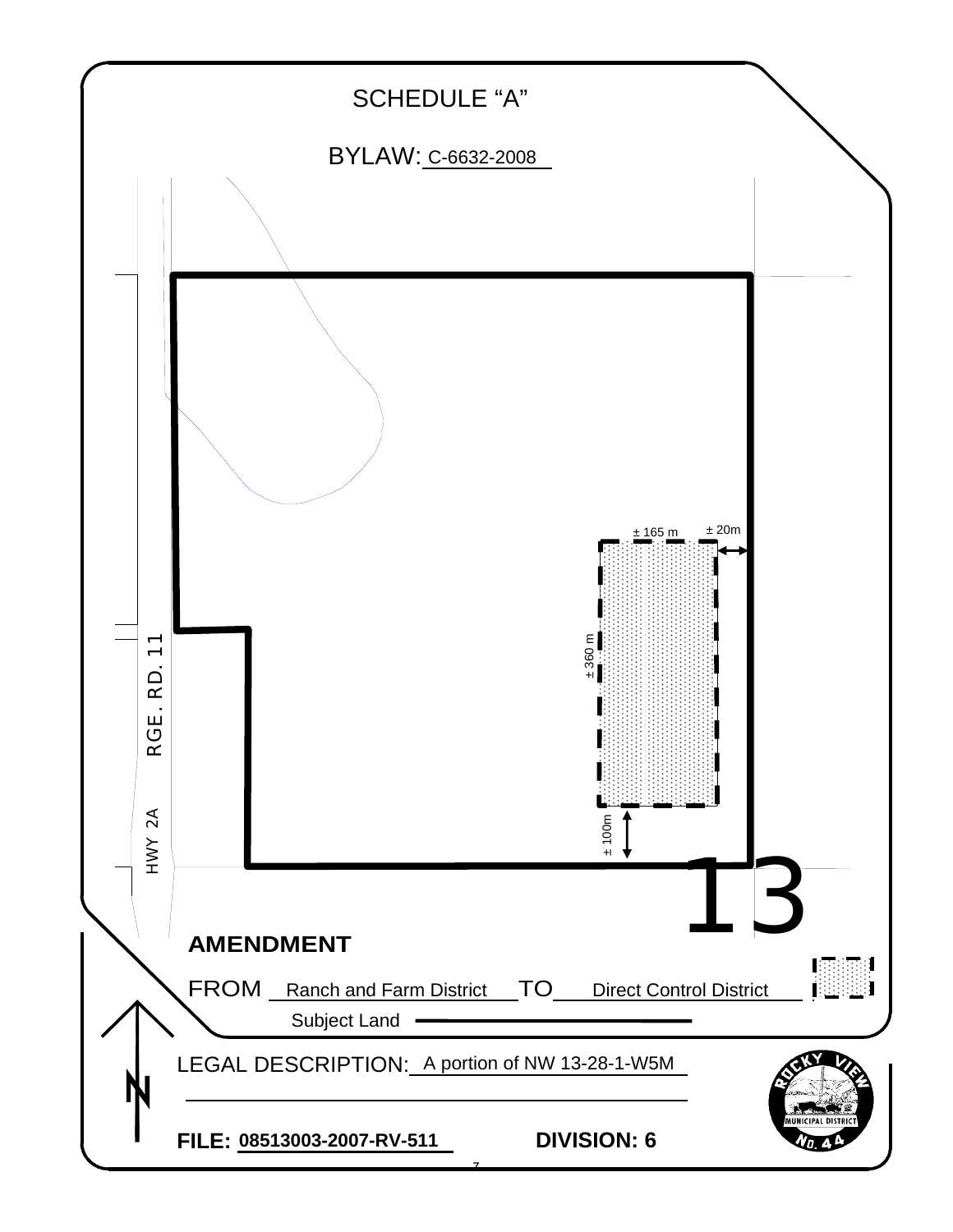# SCHEDULE "A"

BYLAW: C-6632-2008

± 165 m

± 20m

± 360 m

± 100m

RGE. RD. 11

HWY 2A

13

## AMENDMENT

FROM Ranch and Farm District TO Direct Control District

Subject Land

LEGAL DESCRIPTION: A portion of NW 13-28-1-W5M

**FILE:** **08513003-2007-RV-511** **DIVISION: 6**

ROCKY VIEW MUNICIPAL DISTRICT No. 44